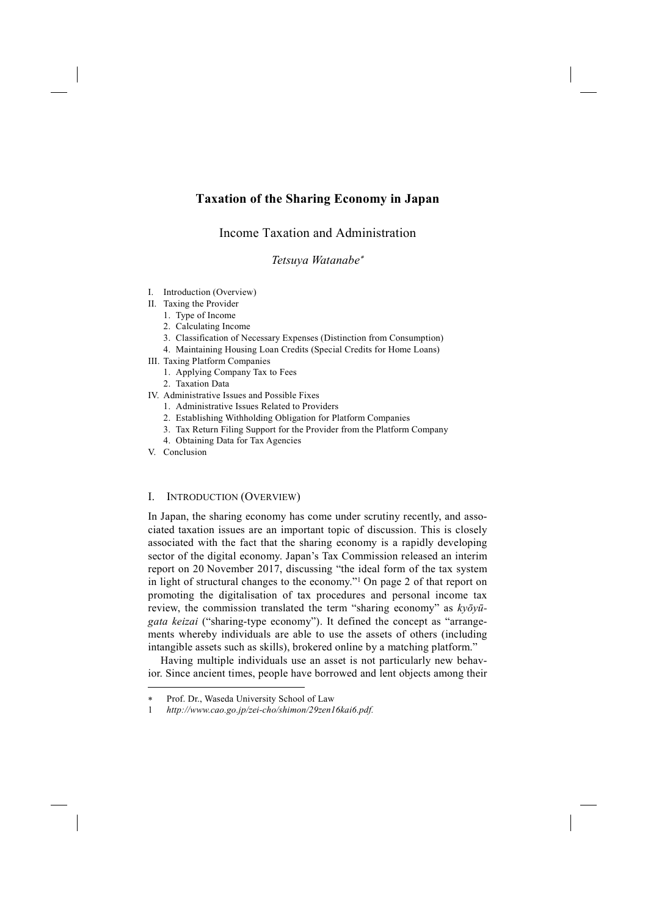# Taxation of the Sharing Economy in Japan

## Income Taxation and Administration

*Tetsuya Watanabe*[*]

I. Introduction (Overview)
II. Taxing the Provider
   1. Type of Income
   2. Calculating Income
   3. Classification of Necessary Expenses (Distinction from Consumption)
   4. Maintaining Housing Loan Credits (Special Credits for Home Loans)
III. Taxing Platform Companies
   1. Applying Company Tax to Fees
   2. Taxation Data
IV. Administrative Issues and Possible Fixes
   1. Administrative Issues Related to Providers
   2. Establishing Withholding Obligation for Platform Companies
   3. Tax Return Filing Support for the Provider from the Platform Company
   4. Obtaining Data for Tax Agencies
V. Conclusion

## I. Introduction (Overview)

In Japan, the sharing economy has come under scrutiny recently, and associated taxation issues are an important topic of discussion. This is closely associated with the fact that the sharing economy is a rapidly developing sector of the digital economy. Japan's Tax Commission released an interim report on 20 November 2017, discussing "the ideal form of the tax system in light of structural changes to the economy."[1] On page 2 of that report on promoting the digitalisation of tax procedures and personal income tax review, the commission translated the term "sharing economy" as *kyōyū-gata keizai* ("sharing-type economy"). It defined the concept as "arrangements whereby individuals are able to use the assets of others (including intangible assets such as skills), brokered online by a matching platform."

Having multiple individuals use an asset is not particularly new behavior. Since ancient times, people have borrowed and lent objects among their

---

[*] Prof. Dr., Waseda University School of Law

[1] *http://www.cao.go.jp/zei-cho/shimon/29zen16kai6.pdf.*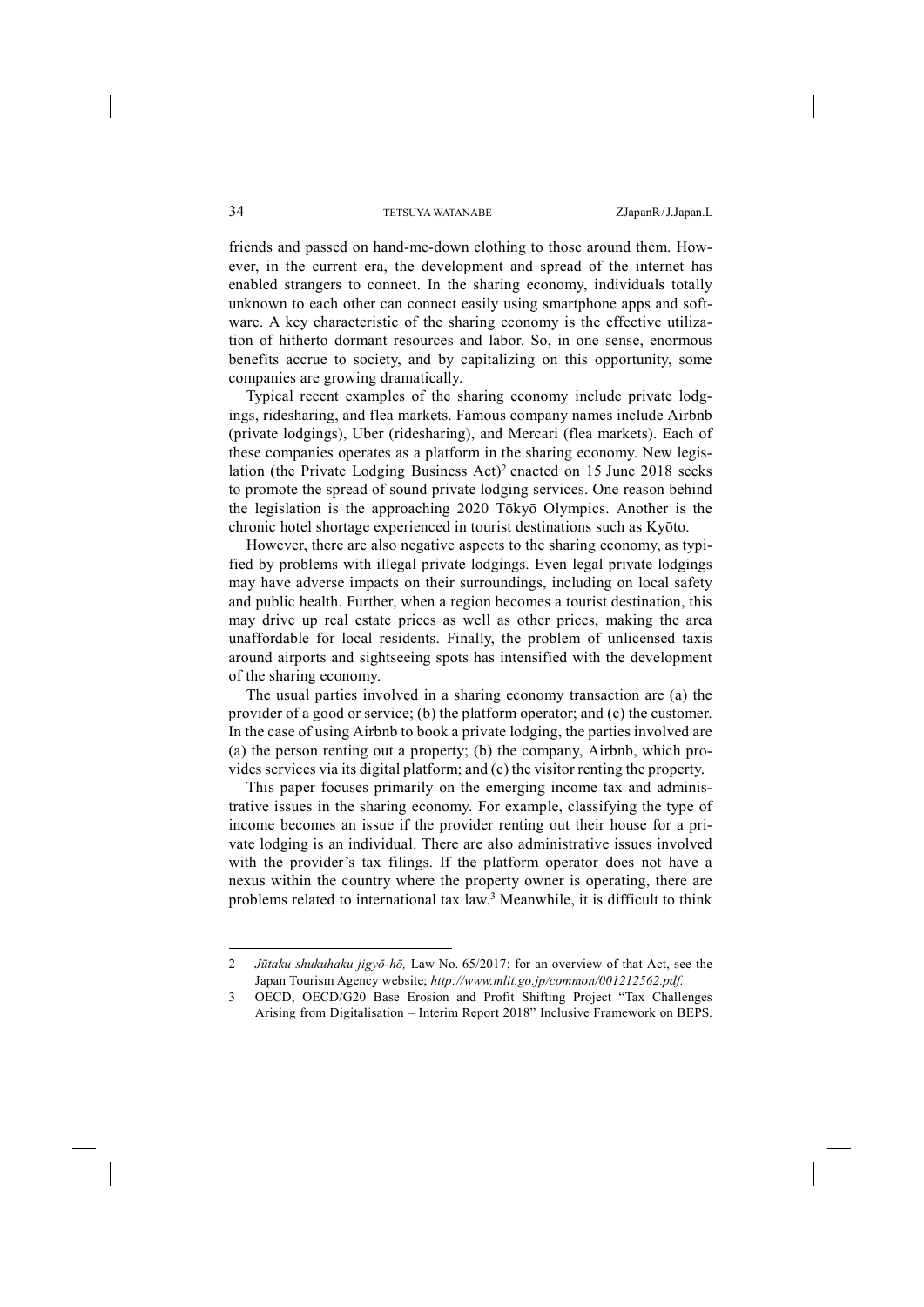friends and passed on hand-me-down clothing to those around them. However, in the current era, the development and spread of the internet has enabled strangers to connect. In the sharing economy, individuals totally unknown to each other can connect easily using smartphone apps and software. A key characteristic of the sharing economy is the effective utilization of hitherto dormant resources and labor. So, in one sense, enormous benefits accrue to society, and by capitalizing on this opportunity, some companies are growing dramatically.

Typical recent examples of the sharing economy include private lodgings, ridesharing, and flea markets. Famous company names include Airbnb (private lodgings), Uber (ridesharing), and Mercari (flea markets). Each of these companies operates as a platform in the sharing economy. New legislation (the Private Lodging Business Act)[2] enacted on 15 June 2018 seeks to promote the spread of sound private lodging services. One reason behind the legislation is the approaching 2020 Tōkyō Olympics. Another is the chronic hotel shortage experienced in tourist destinations such as Kyōto.

However, there are also negative aspects to the sharing economy, as typified by problems with illegal private lodgings. Even legal private lodgings may have adverse impacts on their surroundings, including on local safety and public health. Further, when a region becomes a tourist destination, this may drive up real estate prices as well as other prices, making the area unaffordable for local residents. Finally, the problem of unlicensed taxis around airports and sightseeing spots has intensified with the development of the sharing economy.

The usual parties involved in a sharing economy transaction are (a) the provider of a good or service; (b) the platform operator; and (c) the customer. In the case of using Airbnb to book a private lodging, the parties involved are (a) the person renting out a property; (b) the company, Airbnb, which provides services via its digital platform; and (c) the visitor renting the property.

This paper focuses primarily on the emerging income tax and administrative issues in the sharing economy. For example, classifying the type of income becomes an issue if the provider renting out their house for a private lodging is an individual. There are also administrative issues involved with the provider's tax filings. If the platform operator does not have a nexus within the country where the property owner is operating, there are problems related to international tax law.[3] Meanwhile, it is difficult to think

---

2 *Jūtaku shukuhaku jigyō-hō,* Law No. 65/2017; for an overview of that Act, see the Japan Tourism Agency website; *http://www.mlit.go.jp/common/001212562.pdf.*

3 OECD, OECD/G20 Base Erosion and Profit Shifting Project "Tax Challenges Arising from Digitalisation – Interim Report 2018" Inclusive Framework on BEPS.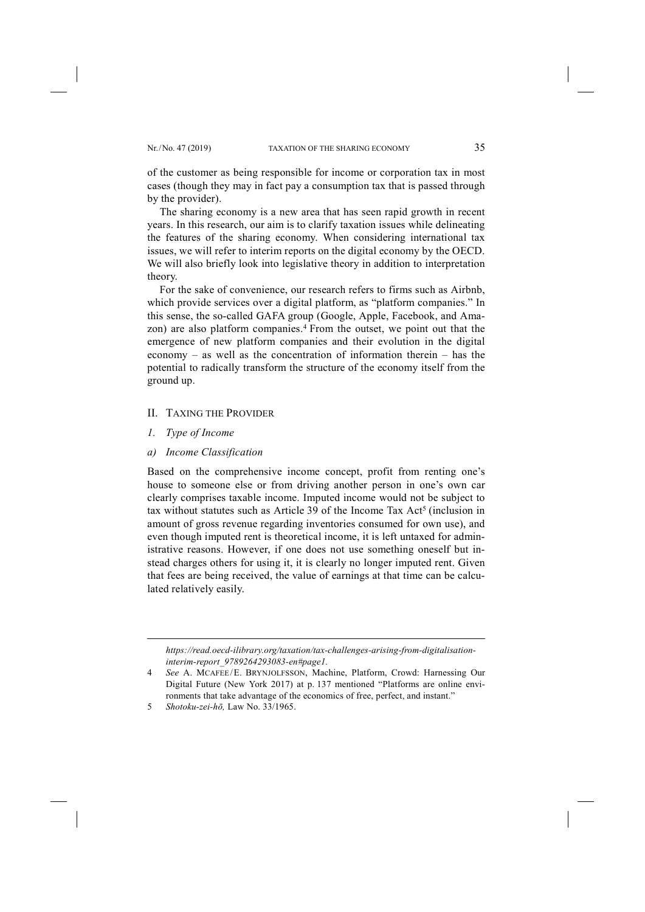of the customer as being responsible for income or corporation tax in most cases (though they may in fact pay a consumption tax that is passed through by the provider).

The sharing economy is a new area that has seen rapid growth in recent years. In this research, our aim is to clarify taxation issues while delineating the features of the sharing economy. When considering international tax issues, we will refer to interim reports on the digital economy by the OECD. We will also briefly look into legislative theory in addition to interpretation theory.

For the sake of convenience, our research refers to firms such as Airbnb, which provide services over a digital platform, as "platform companies." In this sense, the so-called GAFA group (Google, Apple, Facebook, and Amazon) are also platform companies.[4] From the outset, we point out that the emergence of new platform companies and their evolution in the digital economy – as well as the concentration of information therein – has the potential to radically transform the structure of the economy itself from the ground up.

## II. Taxing the Provider

### *1. Type of Income*

#### *a) Income Classification*

Based on the comprehensive income concept, profit from renting one's house to someone else or from driving another person in one's own car clearly comprises taxable income. Imputed income would not be subject to tax without statutes such as Article 39 of the Income Tax Act[5] (inclusion in amount of gross revenue regarding inventories consumed for own use), and even though imputed rent is theoretical income, it is left untaxed for administrative reasons. However, if one does not use something oneself but instead charges others for using it, it is clearly no longer imputed rent. Given that fees are being received, the value of earnings at that time can be calculated relatively easily.

---

*https://read.oecd-ilibrary.org/taxation/tax-challenges-arising-from-digitalisation-interim-report_9789264293083-en#page1.*

4 *See* A. McAfee / E. Brynjolfsson, Machine, Platform, Crowd: Harnessing Our Digital Future (New York 2017) at p. 137 mentioned "Platforms are online environments that take advantage of the economics of free, perfect, and instant."

5 *Shotoku-zei-hō,* Law No. 33/1965.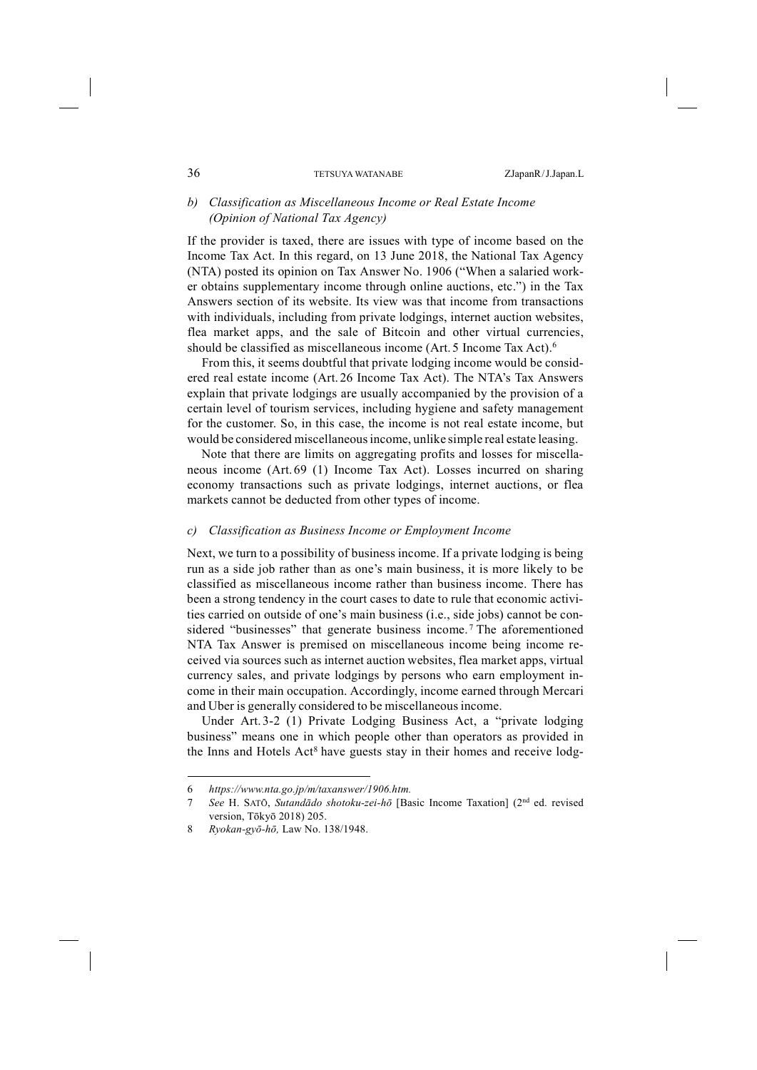### b) Classification as Miscellaneous Income or Real Estate Income (Opinion of National Tax Agency)

If the provider is taxed, there are issues with type of income based on the Income Tax Act. In this regard, on 13 June 2018, the National Tax Agency (NTA) posted its opinion on Tax Answer No. 1906 ("When a salaried worker obtains supplementary income through online auctions, etc.") in the Tax Answers section of its website. Its view was that income from transactions with individuals, including from private lodgings, internet auction websites, flea market apps, and the sale of Bitcoin and other virtual currencies, should be classified as miscellaneous income (Art. 5 Income Tax Act).[6]

From this, it seems doubtful that private lodging income would be considered real estate income (Art. 26 Income Tax Act). The NTA's Tax Answers explain that private lodgings are usually accompanied by the provision of a certain level of tourism services, including hygiene and safety management for the customer. So, in this case, the income is not real estate income, but would be considered miscellaneous income, unlike simple real estate leasing.

Note that there are limits on aggregating profits and losses for miscellaneous income (Art. 69 (1) Income Tax Act). Losses incurred on sharing economy transactions such as private lodgings, internet auctions, or flea markets cannot be deducted from other types of income.

### c) Classification as Business Income or Employment Income

Next, we turn to a possibility of business income. If a private lodging is being run as a side job rather than as one's main business, it is more likely to be classified as miscellaneous income rather than business income. There has been a strong tendency in the court cases to date to rule that economic activities carried on outside of one's main business (i.e., side jobs) cannot be considered "businesses" that generate business income.[7] The aforementioned NTA Tax Answer is premised on miscellaneous income being income received via sources such as internet auction websites, flea market apps, virtual currency sales, and private lodgings by persons who earn employment income in their main occupation. Accordingly, income earned through Mercari and Uber is generally considered to be miscellaneous income.

Under Art. 3-2 (1) Private Lodging Business Act, a "private lodging business" means one in which people other than operators as provided in the Inns and Hotels Act[8] have guests stay in their homes and receive lodg-

---

6 *https://www.nta.go.jp/m/taxanswer/1906.htm.*

7 *See* H. SATŌ, *Sutandādo shotoku-zei-hō* [Basic Income Taxation] (2nd ed. revised version, Tōkyō 2018) 205.

8 *Ryokan-gyō-hō,* Law No. 138/1948.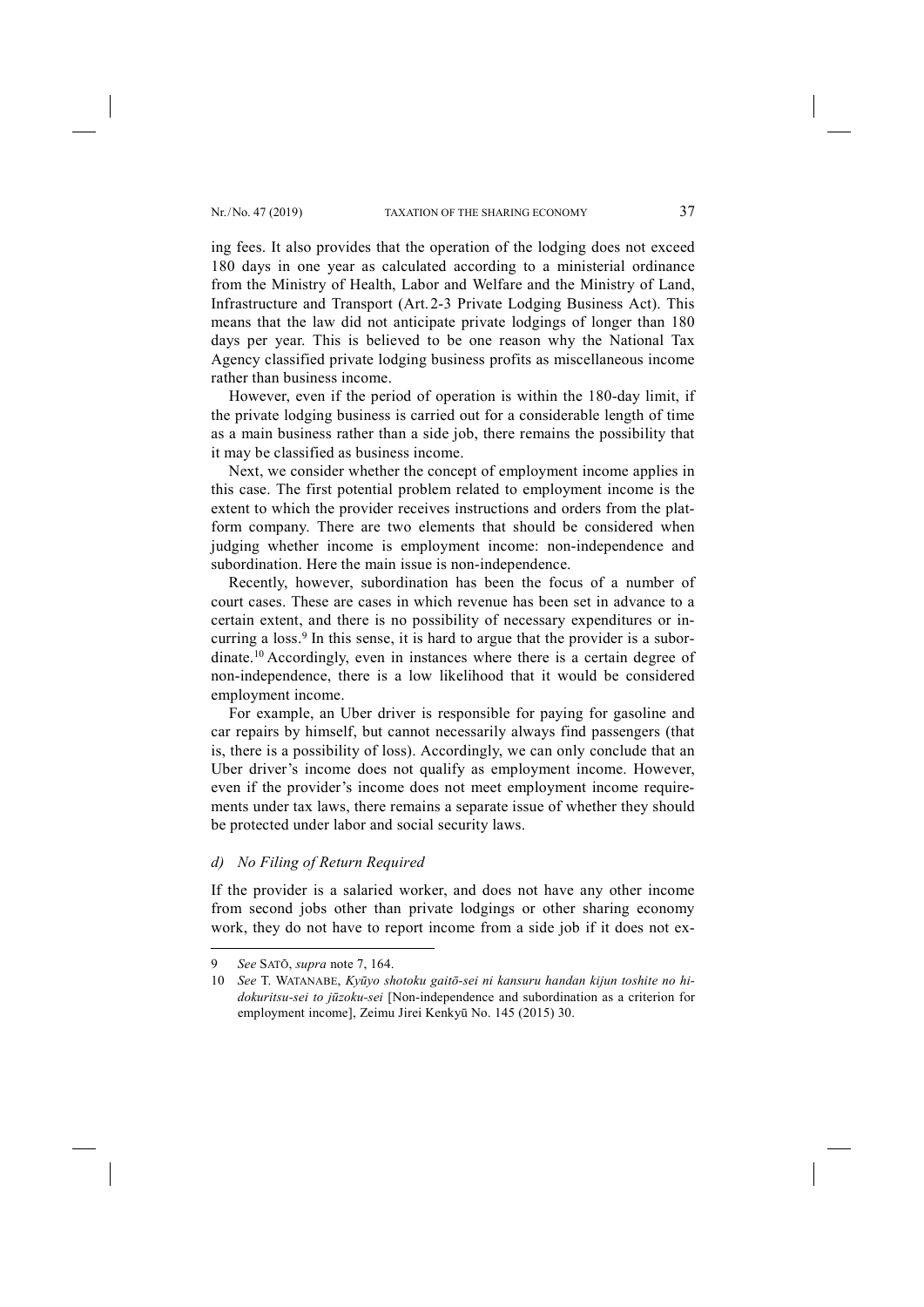ing fees. It also provides that the operation of the lodging does not exceed 180 days in one year as calculated according to a ministerial ordinance from the Ministry of Health, Labor and Welfare and the Ministry of Land, Infrastructure and Transport (Art. 2-3 Private Lodging Business Act). This means that the law did not anticipate private lodgings of longer than 180 days per year. This is believed to be one reason why the National Tax Agency classified private lodging business profits as miscellaneous income rather than business income.

However, even if the period of operation is within the 180-day limit, if the private lodging business is carried out for a considerable length of time as a main business rather than a side job, there remains the possibility that it may be classified as business income.

Next, we consider whether the concept of employment income applies in this case. The first potential problem related to employment income is the extent to which the provider receives instructions and orders from the platform company. There are two elements that should be considered when judging whether income is employment income: non-independence and subordination. Here the main issue is non-independence.

Recently, however, subordination has been the focus of a number of court cases. These are cases in which revenue has been set in advance to a certain extent, and there is no possibility of necessary expenditures or incurring a loss.[9] In this sense, it is hard to argue that the provider is a subordinate.[10] Accordingly, even in instances where there is a certain degree of non-independence, there is a low likelihood that it would be considered employment income.

For example, an Uber driver is responsible for paying for gasoline and car repairs by himself, but cannot necessarily always find passengers (that is, there is a possibility of loss). Accordingly, we can only conclude that an Uber driver's income does not qualify as employment income. However, even if the provider's income does not meet employment income requirements under tax laws, there remains a separate issue of whether they should be protected under labor and social security laws.

#### *d) No Filing of Return Required*

If the provider is a salaried worker, and does not have any other income from second jobs other than private lodgings or other sharing economy work, they do not have to report income from a side job if it does not ex-

---

9 *See* SATŌ, *supra* note 7, 164.

10 *See* T. WATANABE, *Kyūyo shotoku gaitō-sei ni kansuru handan kijun toshite no hi-dokuritsu-sei to jūzoku-sei* [Non-independence and subordination as a criterion for employment income], Zeimu Jirei Kenkyū No. 145 (2015) 30.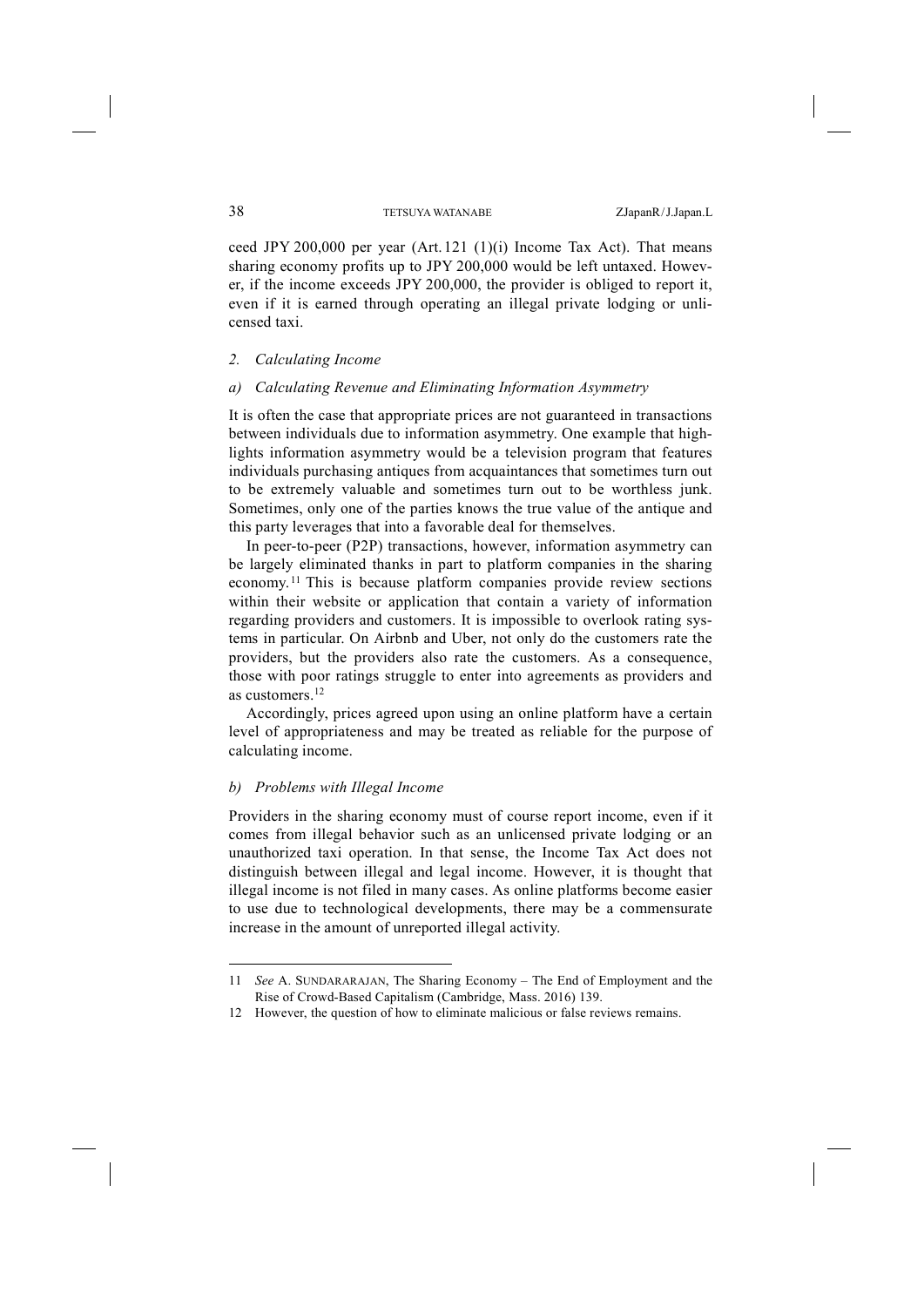ceed JPY 200,000 per year (Art. 121 (1)(i) Income Tax Act). That means sharing economy profits up to JPY 200,000 would be left untaxed. However, if the income exceeds JPY 200,000, the provider is obliged to report it, even if it is earned through operating an illegal private lodging or unlicensed taxi.

### *2. Calculating Income*

#### *a) Calculating Revenue and Eliminating Information Asymmetry*

It is often the case that appropriate prices are not guaranteed in transactions between individuals due to information asymmetry. One example that highlights information asymmetry would be a television program that features individuals purchasing antiques from acquaintances that sometimes turn out to be extremely valuable and sometimes turn out to be worthless junk. Sometimes, only one of the parties knows the true value of the antique and this party leverages that into a favorable deal for themselves.

In peer-to-peer (P2P) transactions, however, information asymmetry can be largely eliminated thanks in part to platform companies in the sharing economy.[11] This is because platform companies provide review sections within their website or application that contain a variety of information regarding providers and customers. It is impossible to overlook rating systems in particular. On Airbnb and Uber, not only do the customers rate the providers, but the providers also rate the customers. As a consequence, those with poor ratings struggle to enter into agreements as providers and as customers.[12]

Accordingly, prices agreed upon using an online platform have a certain level of appropriateness and may be treated as reliable for the purpose of calculating income.

#### *b) Problems with Illegal Income*

Providers in the sharing economy must of course report income, even if it comes from illegal behavior such as an unlicensed private lodging or an unauthorized taxi operation. In that sense, the Income Tax Act does not distinguish between illegal and legal income. However, it is thought that illegal income is not filed in many cases. As online platforms become easier to use due to technological developments, there may be a commensurate increase in the amount of unreported illegal activity.

---

11 *See* A. SUNDARARAJAN, The Sharing Economy – The End of Employment and the Rise of Crowd-Based Capitalism (Cambridge, Mass. 2016) 139.

12 However, the question of how to eliminate malicious or false reviews remains.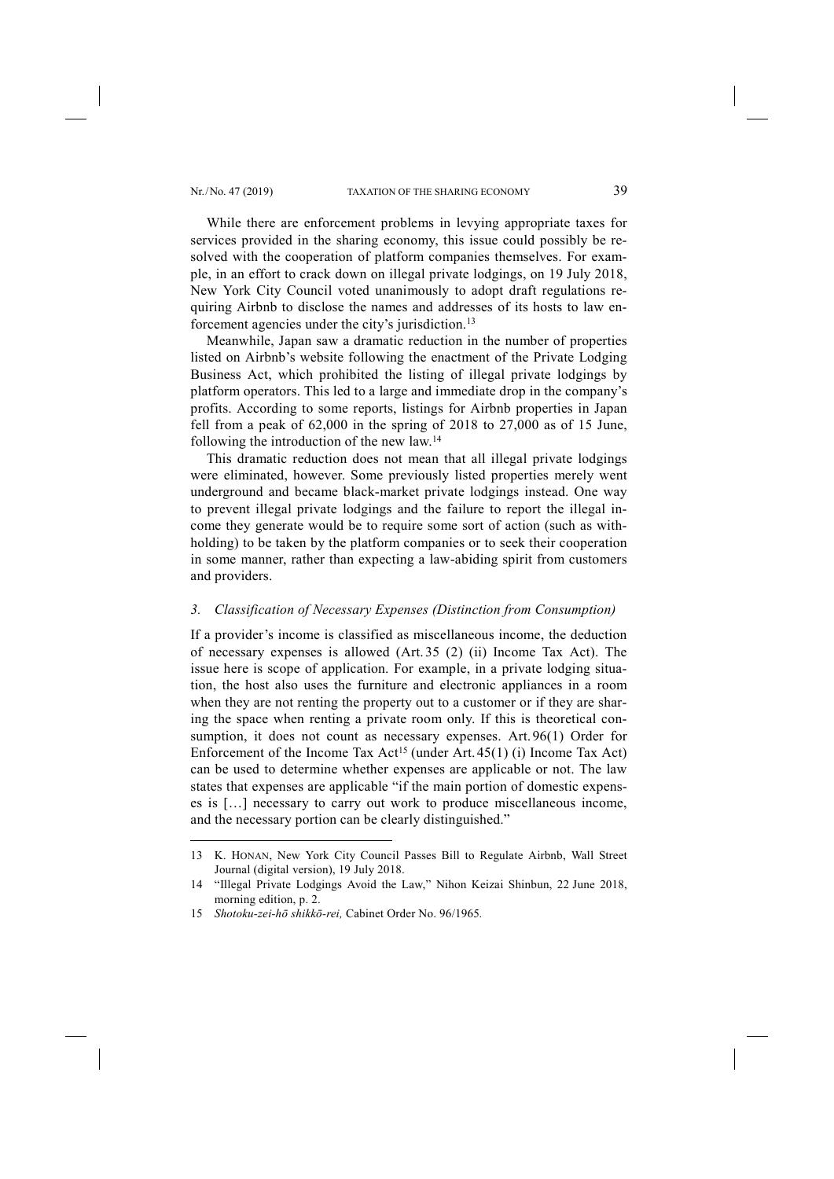While there are enforcement problems in levying appropriate taxes for services provided in the sharing economy, this issue could possibly be resolved with the cooperation of platform companies themselves. For example, in an effort to crack down on illegal private lodgings, on 19 July 2018, New York City Council voted unanimously to adopt draft regulations requiring Airbnb to disclose the names and addresses of its hosts to law enforcement agencies under the city's jurisdiction.[13]

Meanwhile, Japan saw a dramatic reduction in the number of properties listed on Airbnb's website following the enactment of the Private Lodging Business Act, which prohibited the listing of illegal private lodgings by platform operators. This led to a large and immediate drop in the company's profits. According to some reports, listings for Airbnb properties in Japan fell from a peak of 62,000 in the spring of 2018 to 27,000 as of 15 June, following the introduction of the new law.[14]

This dramatic reduction does not mean that all illegal private lodgings were eliminated, however. Some previously listed properties merely went underground and became black-market private lodgings instead. One way to prevent illegal private lodgings and the failure to report the illegal income they generate would be to require some sort of action (such as withholding) to be taken by the platform companies or to seek their cooperation in some manner, rather than expecting a law-abiding spirit from customers and providers.

### *3. Classification of Necessary Expenses (Distinction from Consumption)*

If a provider's income is classified as miscellaneous income, the deduction of necessary expenses is allowed (Art. 35 (2) (ii) Income Tax Act). The issue here is scope of application. For example, in a private lodging situation, the host also uses the furniture and electronic appliances in a room when they are not renting the property out to a customer or if they are sharing the space when renting a private room only. If this is theoretical consumption, it does not count as necessary expenses. Art. 96(1) Order for Enforcement of the Income Tax Act[15] (under Art. 45(1) (i) Income Tax Act) can be used to determine whether expenses are applicable or not. The law states that expenses are applicable "if the main portion of domestic expenses is […] necessary to carry out work to produce miscellaneous income, and the necessary portion can be clearly distinguished."

---

13 K. HONAN, New York City Council Passes Bill to Regulate Airbnb, Wall Street Journal (digital version), 19 July 2018.

14 "Illegal Private Lodgings Avoid the Law," Nihon Keizai Shinbun, 22 June 2018, morning edition, p. 2.

15 *Shotoku-zei-hō shikkō-rei,* Cabinet Order No. 96/1965.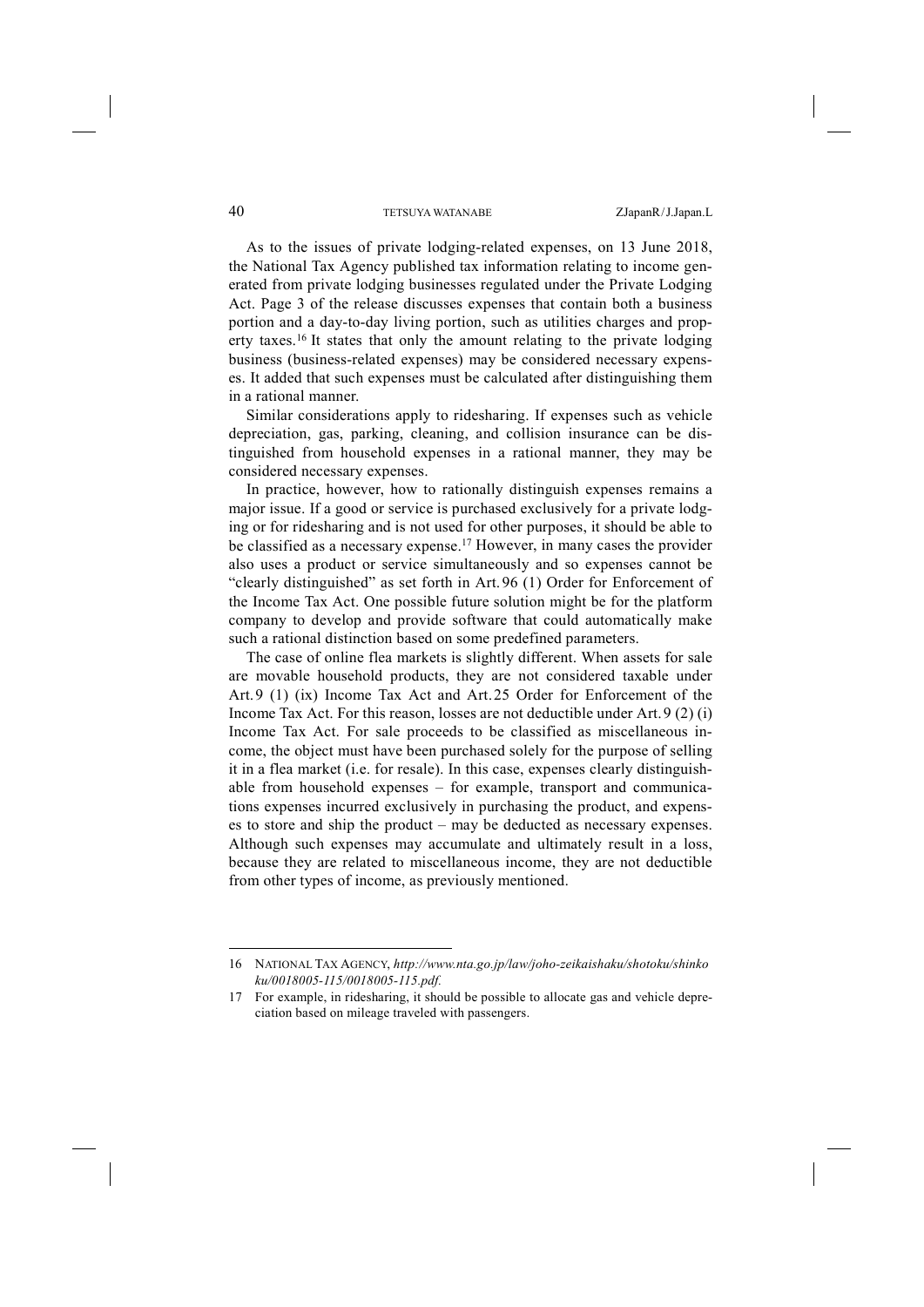As to the issues of private lodging-related expenses, on 13 June 2018, the National Tax Agency published tax information relating to income generated from private lodging businesses regulated under the Private Lodging Act. Page 3 of the release discusses expenses that contain both a business portion and a day-to-day living portion, such as utilities charges and property taxes.[16] It states that only the amount relating to the private lodging business (business-related expenses) may be considered necessary expenses. It added that such expenses must be calculated after distinguishing them in a rational manner.

Similar considerations apply to ridesharing. If expenses such as vehicle depreciation, gas, parking, cleaning, and collision insurance can be distinguished from household expenses in a rational manner, they may be considered necessary expenses.

In practice, however, how to rationally distinguish expenses remains a major issue. If a good or service is purchased exclusively for a private lodging or for ridesharing and is not used for other purposes, it should be able to be classified as a necessary expense.[17] However, in many cases the provider also uses a product or service simultaneously and so expenses cannot be "clearly distinguished" as set forth in Art. 96 (1) Order for Enforcement of the Income Tax Act. One possible future solution might be for the platform company to develop and provide software that could automatically make such a rational distinction based on some predefined parameters.

The case of online flea markets is slightly different. When assets for sale are movable household products, they are not considered taxable under Art. 9 (1) (ix) Income Tax Act and Art. 25 Order for Enforcement of the Income Tax Act. For this reason, losses are not deductible under Art. 9 (2) (i) Income Tax Act. For sale proceeds to be classified as miscellaneous income, the object must have been purchased solely for the purpose of selling it in a flea market (i.e. for resale). In this case, expenses clearly distinguishable from household expenses – for example, transport and communications expenses incurred exclusively in purchasing the product, and expenses to store and ship the product – may be deducted as necessary expenses. Although such expenses may accumulate and ultimately result in a loss, because they are related to miscellaneous income, they are not deductible from other types of income, as previously mentioned.

---

16 NATIONAL TAX AGENCY, *http://www.nta.go.jp/law/joho-zeikaishaku/shotoku/shinkoku/0018005-115/0018005-115.pdf.*

17 For example, in ridesharing, it should be possible to allocate gas and vehicle depreciation based on mileage traveled with passengers.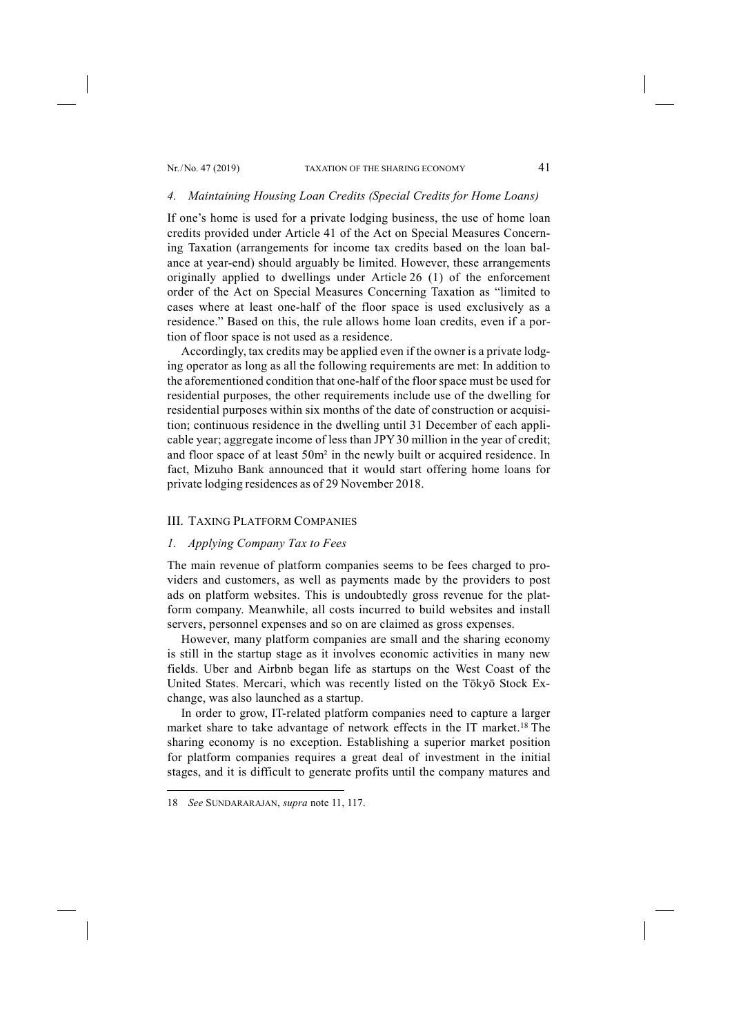### *4. Maintaining Housing Loan Credits (Special Credits for Home Loans)*

If one's home is used for a private lodging business, the use of home loan credits provided under Article 41 of the Act on Special Measures Concerning Taxation (arrangements for income tax credits based on the loan balance at year-end) should arguably be limited. However, these arrangements originally applied to dwellings under Article 26 (1) of the enforcement order of the Act on Special Measures Concerning Taxation as "limited to cases where at least one-half of the floor space is used exclusively as a residence." Based on this, the rule allows home loan credits, even if a portion of floor space is not used as a residence.

Accordingly, tax credits may be applied even if the owner is a private lodging operator as long as all the following requirements are met: In addition to the aforementioned condition that one-half of the floor space must be used for residential purposes, the other requirements include use of the dwelling for residential purposes within six months of the date of construction or acquisition; continuous residence in the dwelling until 31 December of each applicable year; aggregate income of less than JPY 30 million in the year of credit; and floor space of at least 50m² in the newly built or acquired residence. In fact, Mizuho Bank announced that it would start offering home loans for private lodging residences as of 29 November 2018.

## III. Taxing Platform Companies

### *1. Applying Company Tax to Fees*

The main revenue of platform companies seems to be fees charged to providers and customers, as well as payments made by the providers to post ads on platform websites. This is undoubtedly gross revenue for the platform company. Meanwhile, all costs incurred to build websites and install servers, personnel expenses and so on are claimed as gross expenses.

However, many platform companies are small and the sharing economy is still in the startup stage as it involves economic activities in many new fields. Uber and Airbnb began life as startups on the West Coast of the United States. Mercari, which was recently listed on the Tōkyō Stock Exchange, was also launched as a startup.

In order to grow, IT-related platform companies need to capture a larger market share to take advantage of network effects in the IT market.[18] The sharing economy is no exception. Establishing a superior market position for platform companies requires a great deal of investment in the initial stages, and it is difficult to generate profits until the company matures and

---

18 *See* SUNDARARAJAN, *supra* note 11, 117.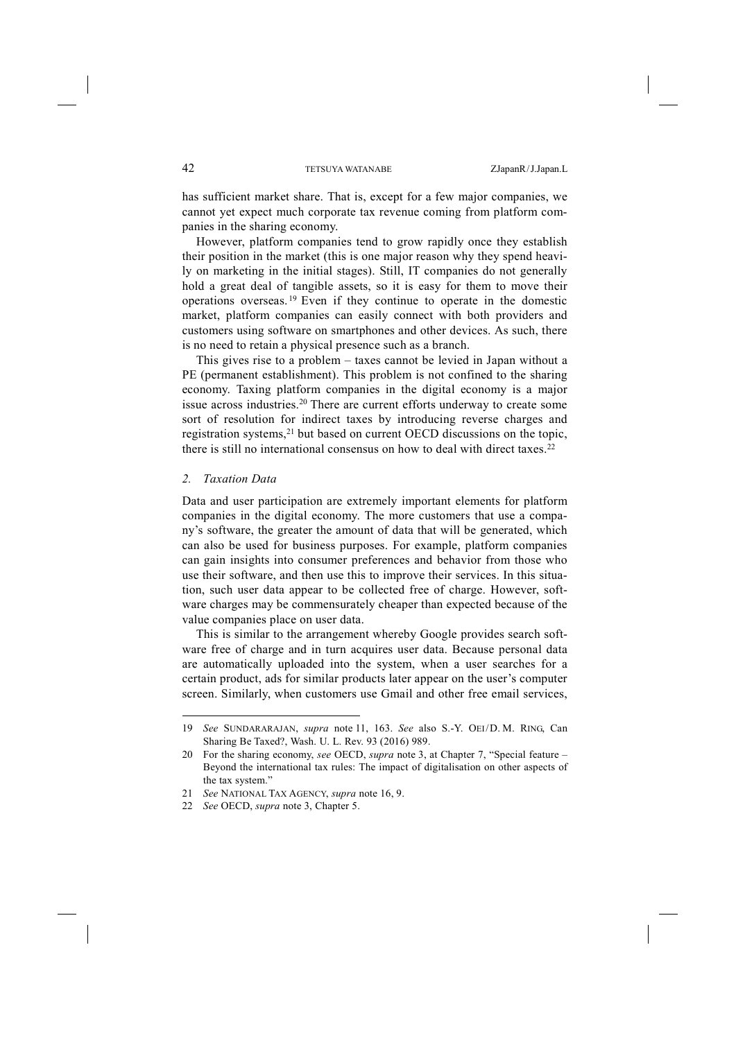has sufficient market share. That is, except for a few major companies, we cannot yet expect much corporate tax revenue coming from platform companies in the sharing economy.

However, platform companies tend to grow rapidly once they establish their position in the market (this is one major reason why they spend heavily on marketing in the initial stages). Still, IT companies do not generally hold a great deal of tangible assets, so it is easy for them to move their operations overseas.[19] Even if they continue to operate in the domestic market, platform companies can easily connect with both providers and customers using software on smartphones and other devices. As such, there is no need to retain a physical presence such as a branch.

This gives rise to a problem – taxes cannot be levied in Japan without a PE (permanent establishment). This problem is not confined to the sharing economy. Taxing platform companies in the digital economy is a major issue across industries.[20] There are current efforts underway to create some sort of resolution for indirect taxes by introducing reverse charges and registration systems,[21] but based on current OECD discussions on the topic, there is still no international consensus on how to deal with direct taxes.[22]

### *2. Taxation Data*

Data and user participation are extremely important elements for platform companies in the digital economy. The more customers that use a company's software, the greater the amount of data that will be generated, which can also be used for business purposes. For example, platform companies can gain insights into consumer preferences and behavior from those who use their software, and then use this to improve their services. In this situation, such user data appear to be collected free of charge. However, software charges may be commensurately cheaper than expected because of the value companies place on user data.

This is similar to the arrangement whereby Google provides search software free of charge and in turn acquires user data. Because personal data are automatically uploaded into the system, when a user searches for a certain product, ads for similar products later appear on the user's computer screen. Similarly, when customers use Gmail and other free email services,

---

19 *See* SUNDARARAJAN, *supra* note 11, 163. *See* also S.-Y. OEI/D. M. RING, Can Sharing Be Taxed?, Wash. U. L. Rev. 93 (2016) 989.

20 For the sharing economy, *see* OECD, *supra* note 3, at Chapter 7, "Special feature – Beyond the international tax rules: The impact of digitalisation on other aspects of the tax system."

21 *See* NATIONAL TAX AGENCY, *supra* note 16, 9.

22 *See* OECD, *supra* note 3, Chapter 5.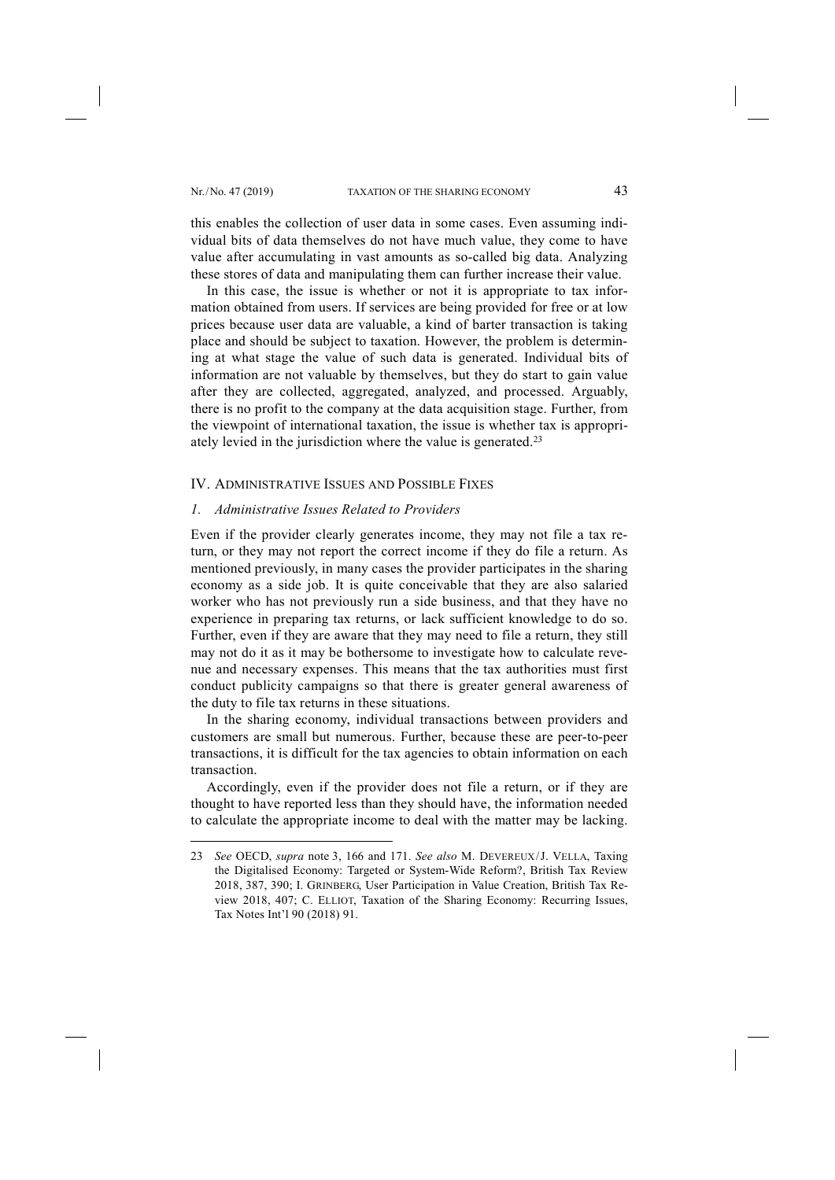this enables the collection of user data in some cases. Even assuming individual bits of data themselves do not have much value, they come to have value after accumulating in vast amounts as so-called big data. Analyzing these stores of data and manipulating them can further increase their value.

In this case, the issue is whether or not it is appropriate to tax information obtained from users. If services are being provided for free or at low prices because user data are valuable, a kind of barter transaction is taking place and should be subject to taxation. However, the problem is determining at what stage the value of such data is generated. Individual bits of information are not valuable by themselves, but they do start to gain value after they are collected, aggregated, analyzed, and processed. Arguably, there is no profit to the company at the data acquisition stage. Further, from the viewpoint of international taxation, the issue is whether tax is appropriately levied in the jurisdiction where the value is generated.[23]

## IV. Administrative Issues and Possible Fixes

### *1. Administrative Issues Related to Providers*

Even if the provider clearly generates income, they may not file a tax return, or they may not report the correct income if they do file a return. As mentioned previously, in many cases the provider participates in the sharing economy as a side job. It is quite conceivable that they are also salaried worker who has not previously run a side business, and that they have no experience in preparing tax returns, or lack sufficient knowledge to do so. Further, even if they are aware that they may need to file a return, they still may not do it as it may be bothersome to investigate how to calculate revenue and necessary expenses. This means that the tax authorities must first conduct publicity campaigns so that there is greater general awareness of the duty to file tax returns in these situations.

In the sharing economy, individual transactions between providers and customers are small but numerous. Further, because these are peer-to-peer transactions, it is difficult for the tax agencies to obtain information on each transaction.

Accordingly, even if the provider does not file a return, or if they are thought to have reported less than they should have, the information needed to calculate the appropriate income to deal with the matter may be lacking.

---

23 *See* OECD, *supra* note 3, 166 and 171. *See also* M. Devereux/J. Vella, Taxing the Digitalised Economy: Targeted or System-Wide Reform?, British Tax Review 2018, 387, 390; I. Grinberg, User Participation in Value Creation, British Tax Review 2018, 407; C. Elliot, Taxation of the Sharing Economy: Recurring Issues, Tax Notes Int'l 90 (2018) 91.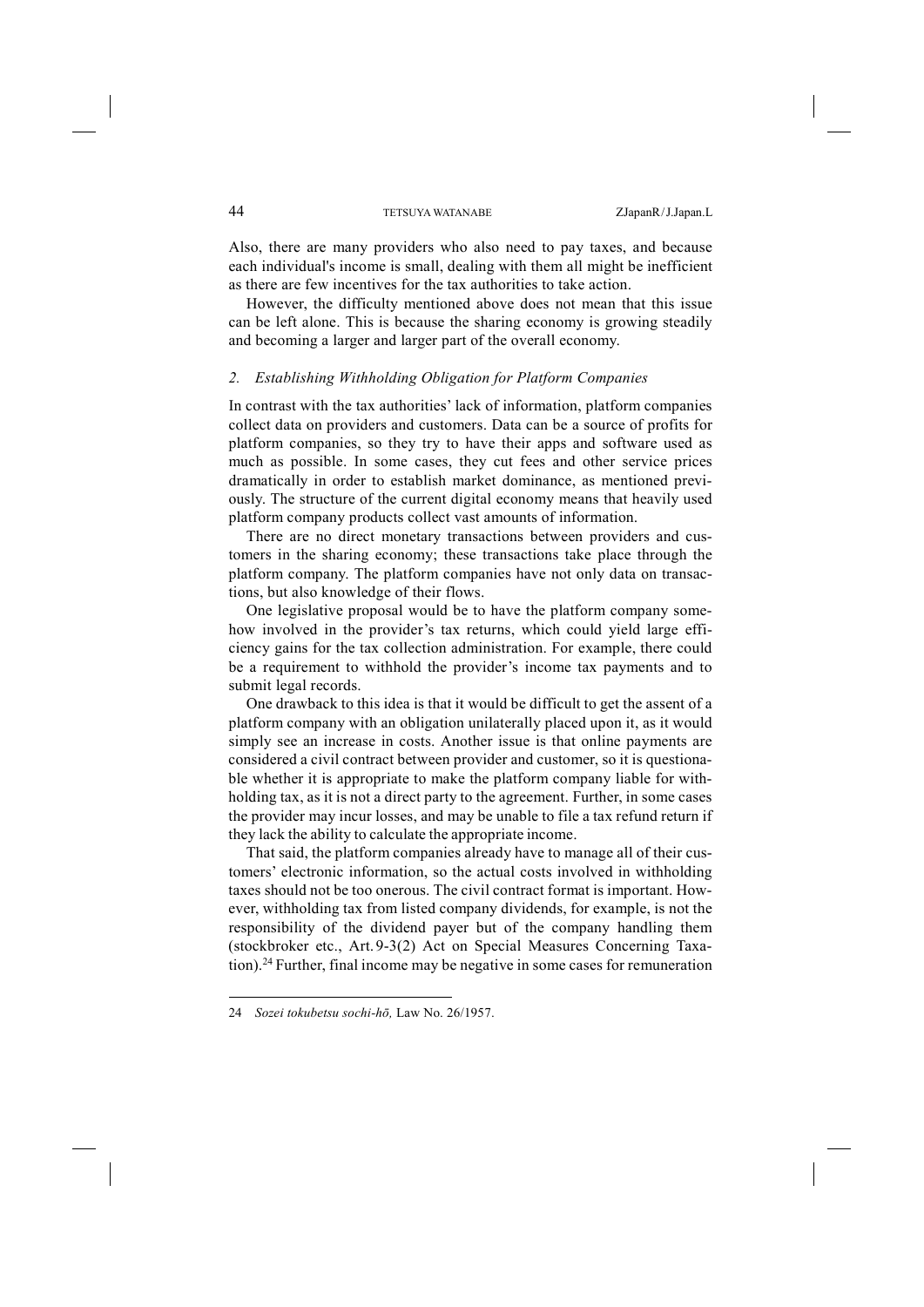Also, there are many providers who also need to pay taxes, and because each individual's income is small, dealing with them all might be inefficient as there are few incentives for the tax authorities to take action.

However, the difficulty mentioned above does not mean that this issue can be left alone. This is because the sharing economy is growing steadily and becoming a larger and larger part of the overall economy.

### *2. Establishing Withholding Obligation for Platform Companies*

In contrast with the tax authorities' lack of information, platform companies collect data on providers and customers. Data can be a source of profits for platform companies, so they try to have their apps and software used as much as possible. In some cases, they cut fees and other service prices dramatically in order to establish market dominance, as mentioned previously. The structure of the current digital economy means that heavily used platform company products collect vast amounts of information.

There are no direct monetary transactions between providers and customers in the sharing economy; these transactions take place through the platform company. The platform companies have not only data on transactions, but also knowledge of their flows.

One legislative proposal would be to have the platform company somehow involved in the provider's tax returns, which could yield large efficiency gains for the tax collection administration. For example, there could be a requirement to withhold the provider's income tax payments and to submit legal records.

One drawback to this idea is that it would be difficult to get the assent of a platform company with an obligation unilaterally placed upon it, as it would simply see an increase in costs. Another issue is that online payments are considered a civil contract between provider and customer, so it is questionable whether it is appropriate to make the platform company liable for withholding tax, as it is not a direct party to the agreement. Further, in some cases the provider may incur losses, and may be unable to file a tax refund return if they lack the ability to calculate the appropriate income.

That said, the platform companies already have to manage all of their customers' electronic information, so the actual costs involved in withholding taxes should not be too onerous. The civil contract format is important. However, withholding tax from listed company dividends, for example, is not the responsibility of the dividend payer but of the company handling them (stockbroker etc., Art. 9-3(2) Act on Special Measures Concerning Taxation).[24] Further, final income may be negative in some cases for remuneration

---

24 *Sozei tokubetsu sochi-hō,* Law No. 26/1957.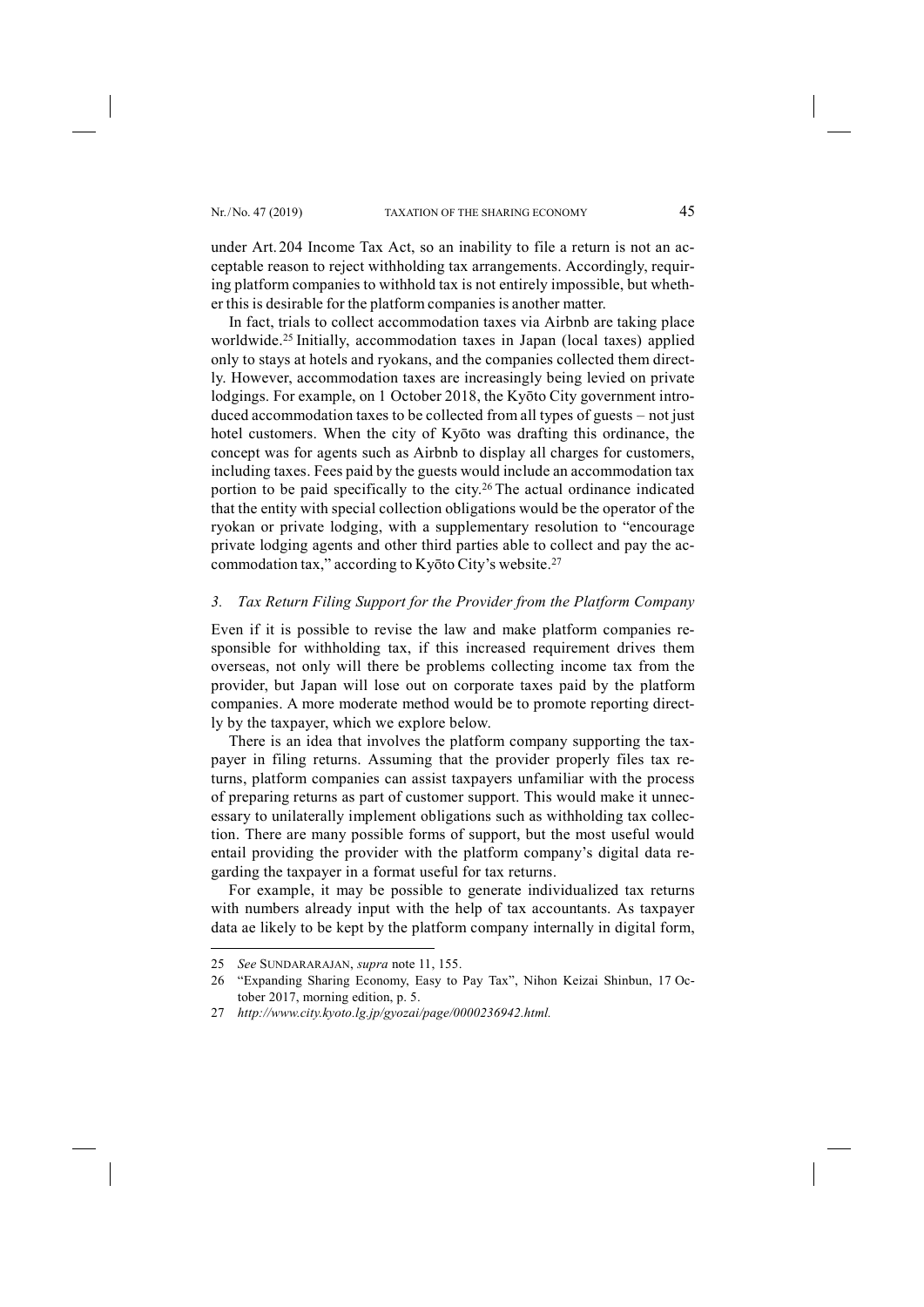under Art. 204 Income Tax Act, so an inability to file a return is not an acceptable reason to reject withholding tax arrangements. Accordingly, requiring platform companies to withhold tax is not entirely impossible, but whether this is desirable for the platform companies is another matter.

In fact, trials to collect accommodation taxes via Airbnb are taking place worldwide.[25] Initially, accommodation taxes in Japan (local taxes) applied only to stays at hotels and ryokans, and the companies collected them directly. However, accommodation taxes are increasingly being levied on private lodgings. For example, on 1 October 2018, the Kyōto City government introduced accommodation taxes to be collected from all types of guests – not just hotel customers. When the city of Kyōto was drafting this ordinance, the concept was for agents such as Airbnb to display all charges for customers, including taxes. Fees paid by the guests would include an accommodation tax portion to be paid specifically to the city.[26] The actual ordinance indicated that the entity with special collection obligations would be the operator of the ryokan or private lodging, with a supplementary resolution to "encourage private lodging agents and other third parties able to collect and pay the accommodation tax," according to Kyōto City's website.[27]

### *3. Tax Return Filing Support for the Provider from the Platform Company*

Even if it is possible to revise the law and make platform companies responsible for withholding tax, if this increased requirement drives them overseas, not only will there be problems collecting income tax from the provider, but Japan will lose out on corporate taxes paid by the platform companies. A more moderate method would be to promote reporting directly by the taxpayer, which we explore below.

There is an idea that involves the platform company supporting the taxpayer in filing returns. Assuming that the provider properly files tax returns, platform companies can assist taxpayers unfamiliar with the process of preparing returns as part of customer support. This would make it unnecessary to unilaterally implement obligations such as withholding tax collection. There are many possible forms of support, but the most useful would entail providing the provider with the platform company's digital data regarding the taxpayer in a format useful for tax returns.

For example, it may be possible to generate individualized tax returns with numbers already input with the help of tax accountants. As taxpayer data ae likely to be kept by the platform company internally in digital form,

---

25 *See* SUNDARARAJAN, *supra* note 11, 155.

26 "Expanding Sharing Economy, Easy to Pay Tax", Nihon Keizai Shinbun, 17 October 2017, morning edition, p. 5.

27 *http://www.city.kyoto.lg.jp/gyozai/page/0000236942.html.*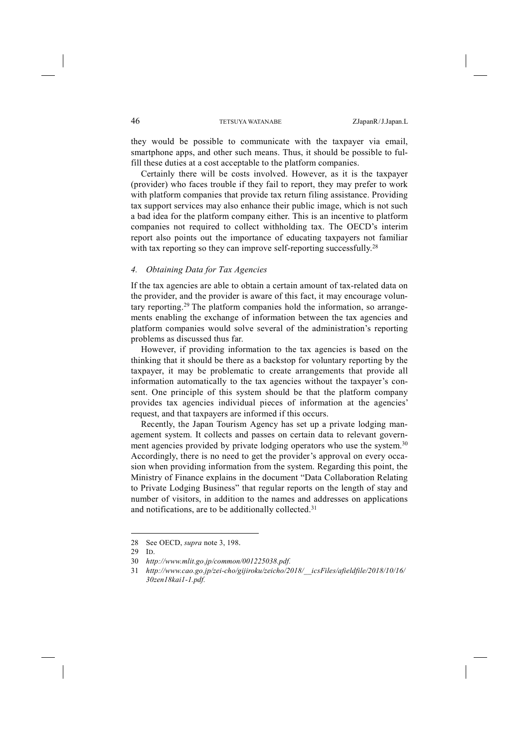they would be possible to communicate with the taxpayer via email, smartphone apps, and other such means. Thus, it should be possible to fulfill these duties at a cost acceptable to the platform companies.

Certainly there will be costs involved. However, as it is the taxpayer (provider) who faces trouble if they fail to report, they may prefer to work with platform companies that provide tax return filing assistance. Providing tax support services may also enhance their public image, which is not such a bad idea for the platform company either. This is an incentive to platform companies not required to collect withholding tax. The OECD's interim report also points out the importance of educating taxpayers not familiar with tax reporting so they can improve self-reporting successfully.[28]

### *4. Obtaining Data for Tax Agencies*

If the tax agencies are able to obtain a certain amount of tax-related data on the provider, and the provider is aware of this fact, it may encourage voluntary reporting.[29] The platform companies hold the information, so arrangements enabling the exchange of information between the tax agencies and platform companies would solve several of the administration's reporting problems as discussed thus far.

However, if providing information to the tax agencies is based on the thinking that it should be there as a backstop for voluntary reporting by the taxpayer, it may be problematic to create arrangements that provide all information automatically to the tax agencies without the taxpayer's consent. One principle of this system should be that the platform company provides tax agencies individual pieces of information at the agencies' request, and that taxpayers are informed if this occurs.

Recently, the Japan Tourism Agency has set up a private lodging management system. It collects and passes on certain data to relevant government agencies provided by private lodging operators who use the system.[30] Accordingly, there is no need to get the provider's approval on every occasion when providing information from the system. Regarding this point, the Ministry of Finance explains in the document "Data Collaboration Relating to Private Lodging Business" that regular reports on the length of stay and number of visitors, in addition to the names and addresses on applications and notifications, are to be additionally collected.[31]

---

28 See OECD, *supra* note 3, 198.

29 Id.

30 *http://www.mlit.go.jp/common/001225038.pdf.*

31 *http://www.cao.go.jp/zei-cho/gijiroku/zeicho/2018/__icsFiles/afieldfile/2018/10/16/30zen18kai1-1.pdf.*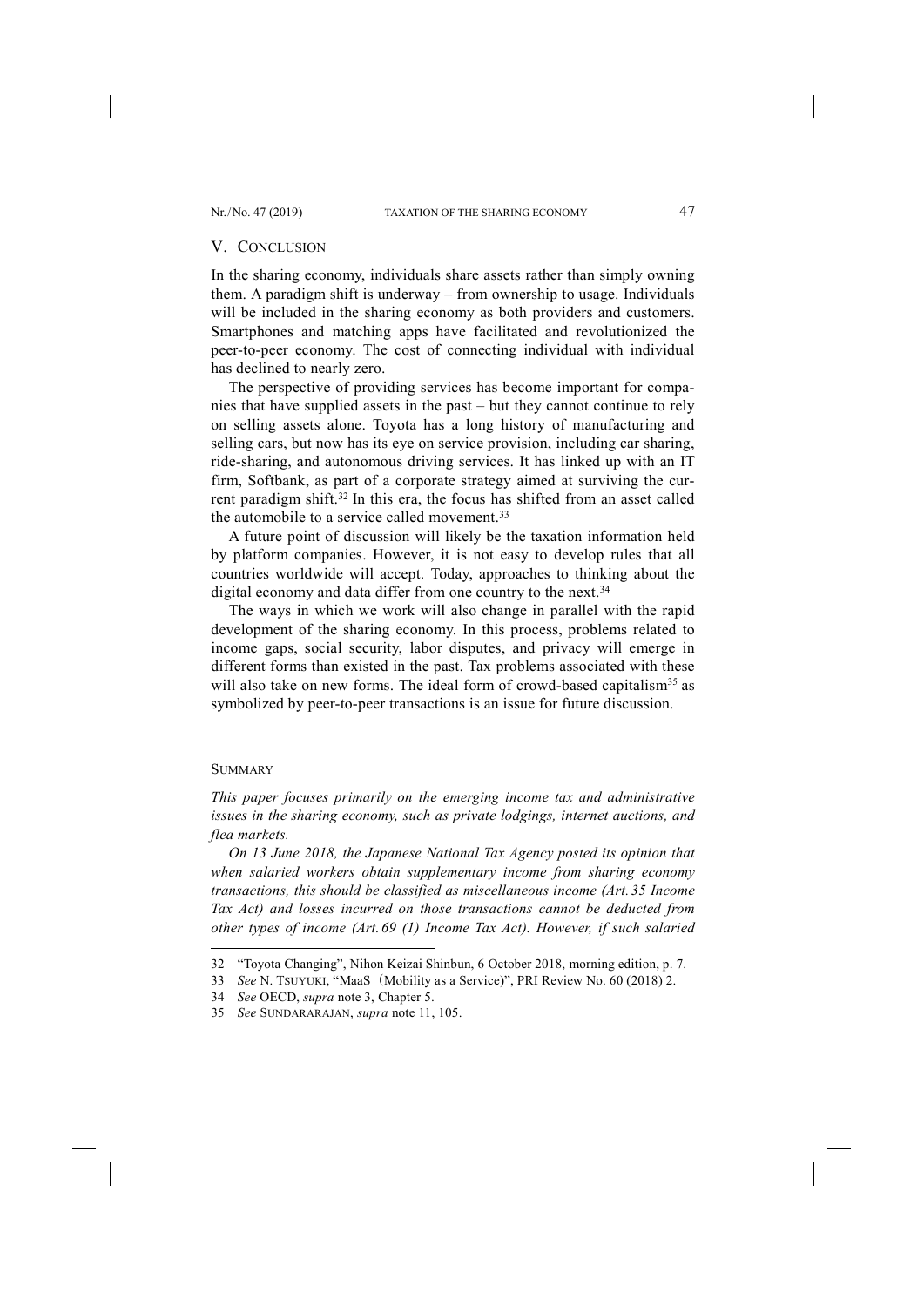## V. Conclusion

In the sharing economy, individuals share assets rather than simply owning them. A paradigm shift is underway – from ownership to usage. Individuals will be included in the sharing economy as both providers and customers. Smartphones and matching apps have facilitated and revolutionized the peer-to-peer economy. The cost of connecting individual with individual has declined to nearly zero.

The perspective of providing services has become important for companies that have supplied assets in the past – but they cannot continue to rely on selling assets alone. Toyota has a long history of manufacturing and selling cars, but now has its eye on service provision, including car sharing, ride-sharing, and autonomous driving services. It has linked up with an IT firm, Softbank, as part of a corporate strategy aimed at surviving the current paradigm shift.[32] In this era, the focus has shifted from an asset called the automobile to a service called movement.[33]

A future point of discussion will likely be the taxation information held by platform companies. However, it is not easy to develop rules that all countries worldwide will accept. Today, approaches to thinking about the digital economy and data differ from one country to the next.[34]

The ways in which we work will also change in parallel with the rapid development of the sharing economy. In this process, problems related to income gaps, social security, labor disputes, and privacy will emerge in different forms than existed in the past. Tax problems associated with these will also take on new forms. The ideal form of crowd-based capitalism[35] as symbolized by peer-to-peer transactions is an issue for future discussion.

### Summary

*This paper focuses primarily on the emerging income tax and administrative issues in the sharing economy, such as private lodgings, internet auctions, and flea markets.*

*On 13 June 2018, the Japanese National Tax Agency posted its opinion that when salaried workers obtain supplementary income from sharing economy transactions, this should be classified as miscellaneous income (Art. 35 Income Tax Act) and losses incurred on those transactions cannot be deducted from other types of income (Art. 69 (1) Income Tax Act). However, if such salaried*

---

32 "Toyota Changing", Nihon Keizai Shinbun, 6 October 2018, morning edition, p. 7.

33 *See* N. TSUYUKI, "MaaS（Mobility as a Service)", PRI Review No. 60 (2018) 2.

34 *See* OECD, *supra* note 3, Chapter 5.

35 *See* SUNDARARAJAN, *supra* note 11, 105.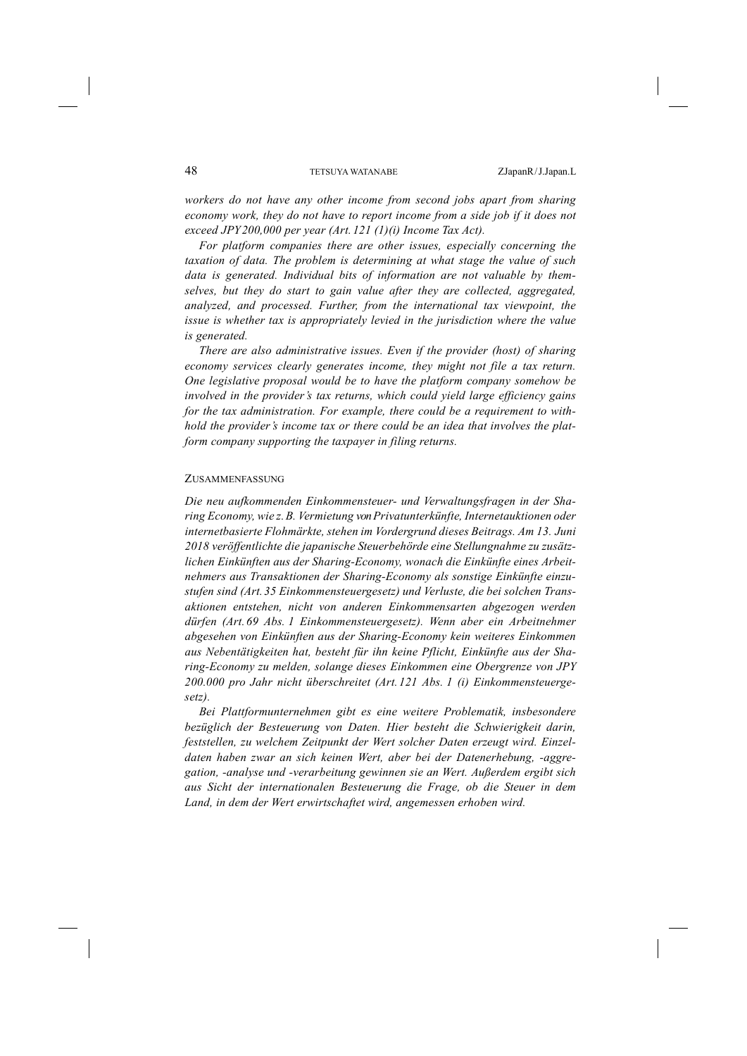*workers do not have any other income from second jobs apart from sharing economy work, they do not have to report income from a side job if it does not exceed JPY 200,000 per year (Art. 121 (1)(i) Income Tax Act).*

*For platform companies there are other issues, especially concerning the taxation of data. The problem is determining at what stage the value of such data is generated. Individual bits of information are not valuable by themselves, but they do start to gain value after they are collected, aggregated, analyzed, and processed. Further, from the international tax viewpoint, the issue is whether tax is appropriately levied in the jurisdiction where the value is generated.*

*There are also administrative issues. Even if the provider (host) of sharing economy services clearly generates income, they might not file a tax return. One legislative proposal would be to have the platform company somehow be involved in the provider's tax returns, which could yield large efficiency gains for the tax administration. For example, there could be a requirement to withhold the provider's income tax or there could be an idea that involves the platform company supporting the taxpayer in filing returns.*

## Zusammenfassung

*Die neu aufkommenden Einkommensteuer- und Verwaltungsfragen in der Sharing Economy, wie z. B. Vermietung von Privatunterkünfte, Internetauktionen oder internetbasierte Flohmärkte, stehen im Vordergrund dieses Beitrags. Am 13. Juni 2018 veröffentlichte die japanische Steuerbehörde eine Stellungnahme zu zusätzlichen Einkünften aus der Sharing-Economy, wonach die Einkünfte eines Arbeitnehmers aus Transaktionen der Sharing-Economy als sonstige Einkünfte einzustufen sind (Art. 35 Einkommensteuergesetz) und Verluste, die bei solchen Transaktionen entstehen, nicht von anderen Einkommensarten abgezogen werden dürfen (Art. 69 Abs. 1 Einkommensteuergesetz). Wenn aber ein Arbeitnehmer abgesehen von Einkünften aus der Sharing-Economy kein weiteres Einkommen aus Nebentätigkeiten hat, besteht für ihn keine Pflicht, Einkünfte aus der Sharing-Economy zu melden, solange dieses Einkommen eine Obergrenze von JPY 200.000 pro Jahr nicht überschreitet (Art. 121 Abs. 1 (i) Einkommensteuergesetz).*

*Bei Plattformunternehmen gibt es eine weitere Problematik, insbesondere bezüglich der Besteuerung von Daten. Hier besteht die Schwierigkeit darin, feststellen, zu welchem Zeitpunkt der Wert solcher Daten erzeugt wird. Einzeldaten haben zwar an sich keinen Wert, aber bei der Datenerhebung, -aggregation, -analyse und -verarbeitung gewinnen sie an Wert. Außerdem ergibt sich aus Sicht der internationalen Besteuerung die Frage, ob die Steuer in dem Land, in dem der Wert erwirtschaftet wird, angemessen erhoben wird.*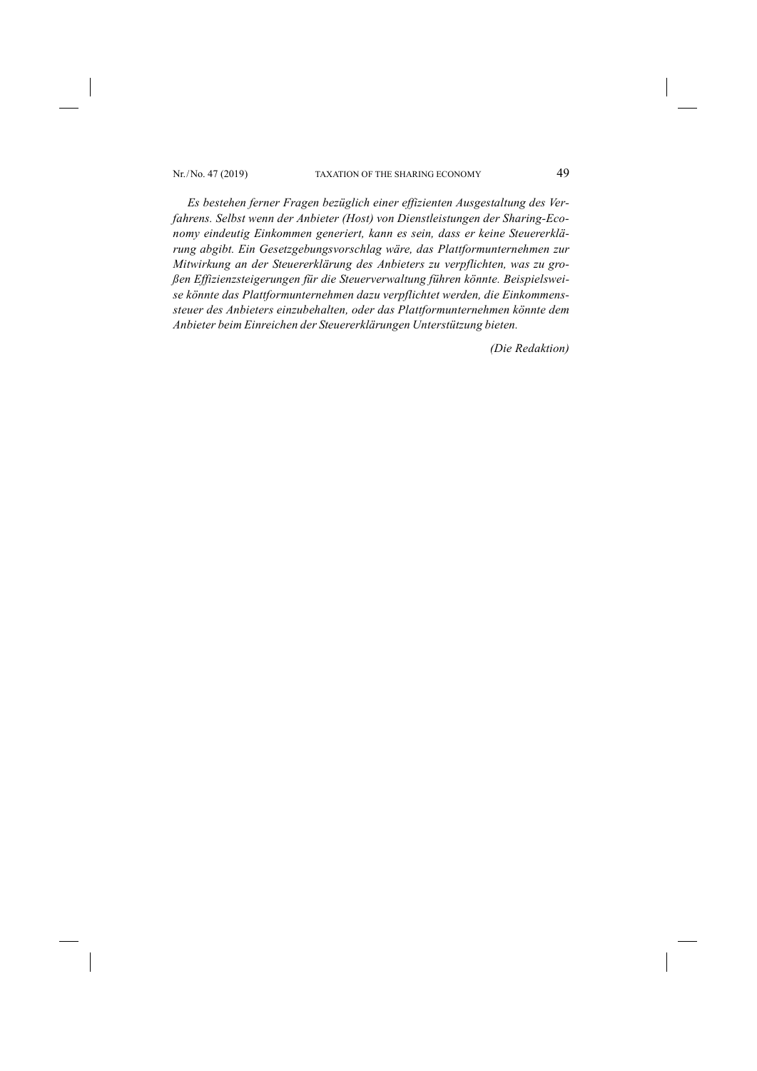*Es bestehen ferner Fragen bezüglich einer effizienten Ausgestaltung des Verfahrens. Selbst wenn der Anbieter (Host) von Dienstleistungen der Sharing-Economy eindeutig Einkommen generiert, kann es sein, dass er keine Steuererklärung abgibt. Ein Gesetzgebungsvorschlag wäre, das Plattformunternehmen zur Mitwirkung an der Steuererklärung des Anbieters zu verpflichten, was zu großen Effizienzsteigerungen für die Steuerverwaltung führen könnte. Beispielsweise könnte das Plattformunternehmen dazu verpflichtet werden, die Einkommenssteuer des Anbieters einzubehalten, oder das Plattformunternehmen könnte dem Anbieter beim Einreichen der Steuererklärungen Unterstützung bieten.*

*(Die Redaktion)*